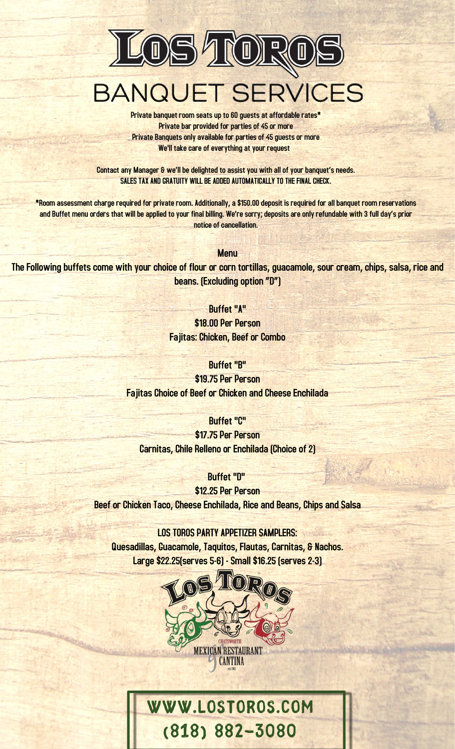# LOS TOROS

## BANQUET SERVICES

**Private banquet room seats up to 60 guests at affordable rates***
**Private bar provided for parties of 45 or more**
**Private Banquets only available for parties of 45 guests or more**
**We'll take care of everything at your request**

**Contact any Manager & we'll be delighted to assist you with all of your banquet's needs.**
**SALES TAX AND GRATUITY WILL BE ADDED AUTOMATICALLY TO THE FINAL CHECK.**

***Room assessment charge required for private room. Additionally, a $150.00 deposit is required for all banquet room reservations and Buffet menu orders that will be applied to your final billing. We're sorry; deposits are only refundable with 3 full day's prior notice of cancellation.**

### Menu

**The Following buffets come with your choice of flour or corn tortillas, guacamole, sour cream, chips, salsa, rice and beans. (Excluding option "D")**

**Buffet "A"**
**$18.00 Per Person**
**Fajitas: Chicken, Beef or Combo**

**Buffet "B"**
**$19.75 Per Person**
**Fajitas Choice of Beef or Chicken and Cheese Enchilada**

**Buffet "C"**
**$17.75 Per Person**
**Carnitas, Chile Relleno or Enchilada (Choice of 2)**

**Buffet "D"**
**$12.25 Per Person**
**Beef or Chicken Taco, Cheese Enchilada, Rice and Beans, Chips and Salsa**

**LOS TOROS PARTY APPETIZER SAMPLERS:**
**Quesadillas, Guacamole, Taquitos, Flautas, Carnitas, & Nachos.**
**Large $22.25(serves 5-6) - Small $16.25 (serves 2-3)**

LOS TOROS
CHATSWORTH
MEXICAN RESTAURANT
CANTINA
est 1967

WWW.LOSTOROS.COM
(818) 882-3080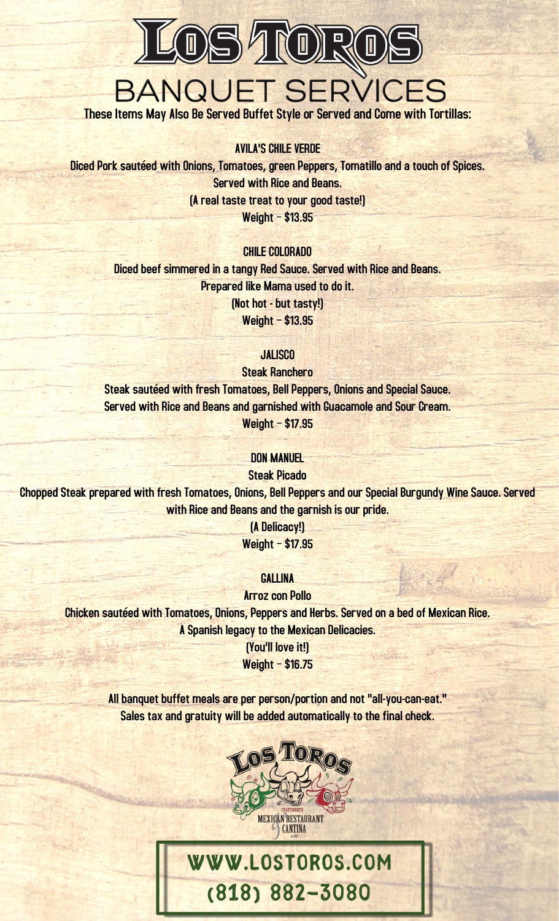# LOS TOROS

## BANQUET SERVICES

**These Items May Also Be Served Buffet Style or Served and Come with Tortillas:**

### AVILA'S CHILE VERDE

Diced Pork sautéed with Onions, Tomatoes, green Peppers, Tomatillo and a touch of Spices.
Served with Rice and Beans.
(A real taste treat to your good taste!)
Weight - $13.95

### CHILE COLORADO

Diced beef simmered in a tangy Red Sauce. Served with Rice and Beans.
Prepared like Mama used to do it.
(Not hot - but tasty!)
Weight - $13.95

### JALISCO

Steak Ranchero
Steak sautéed with fresh Tomatoes, Bell Peppers, Onions and Special Sauce.
Served with Rice and Beans and garnished with Guacamole and Sour Cream.
Weight - $17.95

### DON MANUEL

Steak Picado
Chopped Steak prepared with fresh Tomatoes, Onions, Bell Peppers and our Special Burgundy Wine Sauce. Served with Rice and Beans and the garnish is our pride.
(A Delicacy!)
Weight - $17.95

### GALLINA

Arroz con Pollo
Chicken sautéed with Tomatoes, Onions, Peppers and Herbs. Served on a bed of Mexican Rice.
A Spanish legacy to the Mexican Delicacies.
(You'll love it!)
Weight - $16.75

All banquet buffet meals are per person/portion and not "all-you-can-eat."
Sales tax and gratuity will be added automatically to the final check.

LOS TOROS
CHATSWORTH
MEXICAN RESTAURANT
CANTINA

WWW.LOSTOROS.COM
(818) 882-3080